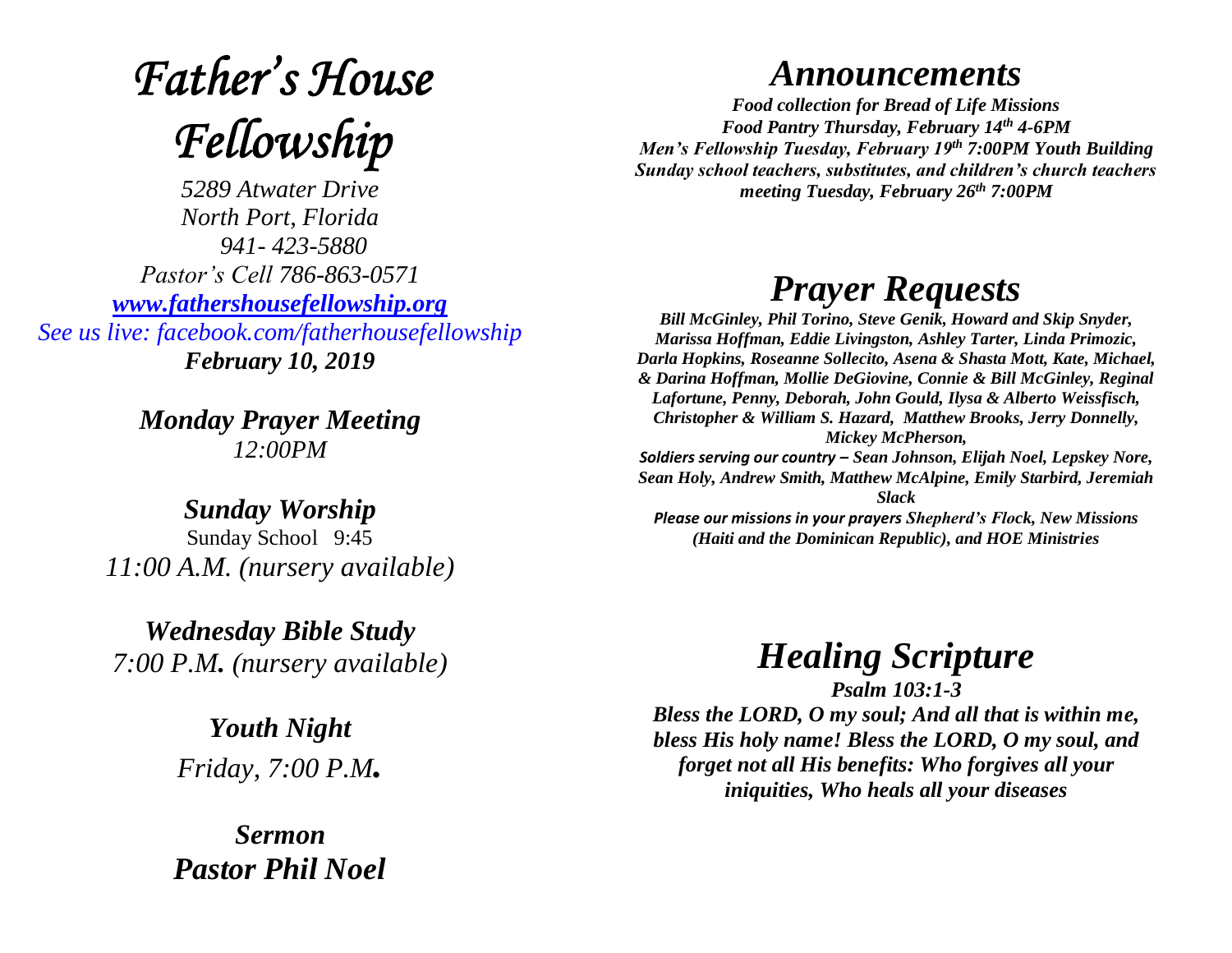# *Father's House Fellowship*

*5289 Atwater Drive*
*North Port, Florida*
*941- 423-5880*
*Pastor's Cell 786-863-0571*
*[www.fathershousefellowship.org](http://www.fathershousefellowship.org)*
*See us live: facebook.com/fatherhousefellowship*
***February 10, 2019***

***Monday Prayer Meeting***
*12:00PM*

***Sunday Worship***
Sunday School 9:45
*11:00 A.M. (nursery available)*

***Wednesday Bible Study***
*7:00 P.M. (nursery available)*

***Youth Night***
*Friday, 7:00 P.M.*

***Sermon***
***Pastor Phil Noel***

## *Announcements*

***Food collection for Bread of Life Missions***
***Food Pantry Thursday, February 14th 4-6PM***
***Men's Fellowship Tuesday, February 19th 7:00PM Youth Building***
***Sunday school teachers, substitutes, and children's church teachers meeting Tuesday, February 26th 7:00PM***

## *Prayer Requests*

***Bill McGinley, Phil Torino, Steve Genik, Howard and Skip Snyder, Marissa Hoffman, Eddie Livingston, Ashley Tarter, Linda Primozic, Darla Hopkins, Roseanne Sollecito, Asena & Shasta Mott, Kate, Michael, & Darina Hoffman, Mollie DeGiovine, Connie & Bill McGinley, Reginal Lafortune, Penny, Deborah, John Gould, Ilysa & Alberto Weissfisch, Christopher & William S. Hazard, Matthew Brooks, Jerry Donnelly, Mickey McPherson,***

***Soldiers serving our country – Sean Johnson, Elijah Noel, Lepskey Nore, Sean Holy, Andrew Smith, Matthew McAlpine, Emily Starbird, Jeremiah Slack***

***Please our missions in your prayers Shepherd's Flock, New Missions (Haiti and the Dominican Republic), and HOE Ministries***

## *Healing Scripture*

***Psalm 103:1-3***

***Bless the LORD, O my soul; And all that is within me, bless His holy name! Bless the LORD, O my soul, and forget not all His benefits: Who forgives all your iniquities, Who heals all your diseases***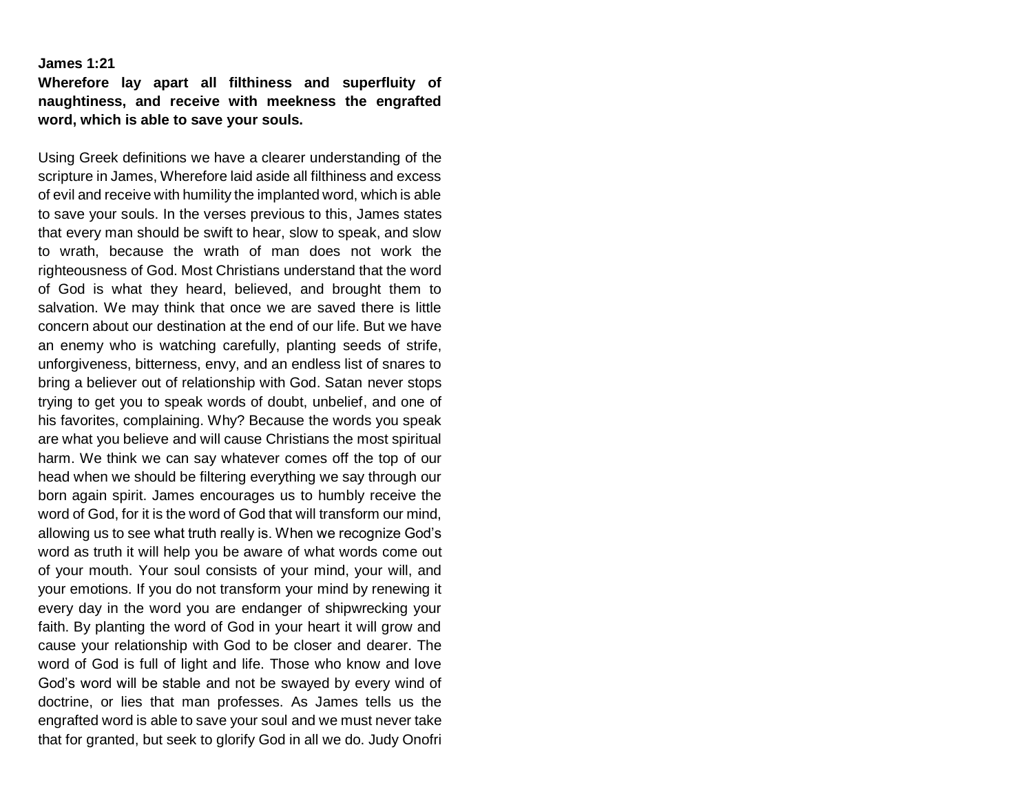**James 1:21**

**Wherefore lay apart all filthiness and superfluity of naughtiness, and receive with meekness the engrafted word, which is able to save your souls.**

Using Greek definitions we have a clearer understanding of the scripture in James, Wherefore laid aside all filthiness and excess of evil and receive with humility the implanted word, which is able to save your souls. In the verses previous to this, James states that every man should be swift to hear, slow to speak, and slow to wrath, because the wrath of man does not work the righteousness of God. Most Christians understand that the word of God is what they heard, believed, and brought them to salvation. We may think that once we are saved there is little concern about our destination at the end of our life. But we have an enemy who is watching carefully, planting seeds of strife, unforgiveness, bitterness, envy, and an endless list of snares to bring a believer out of relationship with God. Satan never stops trying to get you to speak words of doubt, unbelief, and one of his favorites, complaining. Why? Because the words you speak are what you believe and will cause Christians the most spiritual harm. We think we can say whatever comes off the top of our head when we should be filtering everything we say through our born again spirit. James encourages us to humbly receive the word of God, for it is the word of God that will transform our mind, allowing us to see what truth really is. When we recognize God's word as truth it will help you be aware of what words come out of your mouth. Your soul consists of your mind, your will, and your emotions. If you do not transform your mind by renewing it every day in the word you are endanger of shipwrecking your faith. By planting the word of God in your heart it will grow and cause your relationship with God to be closer and dearer. The word of God is full of light and life. Those who know and love God's word will be stable and not be swayed by every wind of doctrine, or lies that man professes. As James tells us the engrafted word is able to save your soul and we must never take that for granted, but seek to glorify God in all we do. Judy Onofri